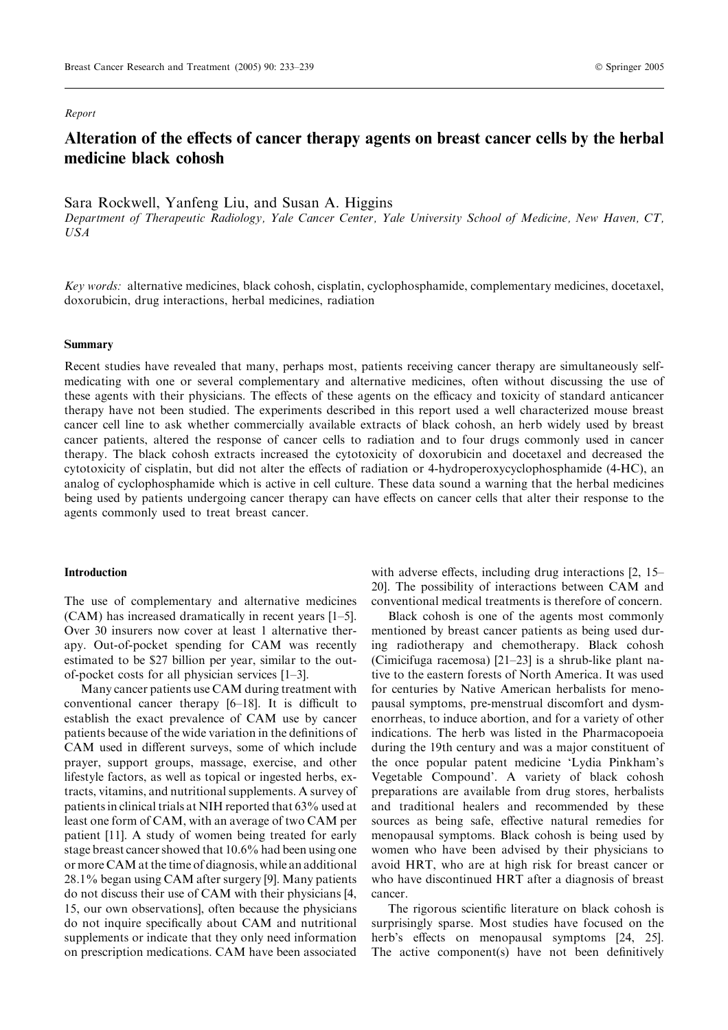*Report*

# Alteration of the effects of cancer therapy agents on breast cancer cells by the herbal medicine black cohosh

Sara Rockwell, Yanfeng Liu, and Susan A. Higgins

*Department of Therapeutic Radiology, Yale Cancer Center, Yale University School of Medicine, New Haven, CT, USA*

*Key words:* alternative medicines, black cohosh, cisplatin, cyclophosphamide, complementary medicines, docetaxel, doxorubicin, drug interactions, herbal medicines, radiation

## Summary

Recent studies have revealed that many, perhaps most, patients receiving cancer therapy are simultaneously self-medicating with one or several complementary and alternative medicines, often without discussing the use of these agents with their physicians. The effects of these agents on the efficacy and toxicity of standard anticancer therapy have not been studied. The experiments described in this report used a well characterized mouse breast cancer cell line to ask whether commercially available extracts of black cohosh, an herb widely used by breast cancer patients, altered the response of cancer cells to radiation and to four drugs commonly used in cancer therapy. The black cohosh extracts increased the cytotoxicity of doxorubicin and docetaxel and decreased the cytotoxicity of cisplatin, but did not alter the effects of radiation or 4-hydroperoxycyclophosphamide (4-HC), an analog of cyclophosphamide which is active in cell culture. These data sound a warning that the herbal medicines being used by patients undergoing cancer therapy can have effects on cancer cells that alter their response to the agents commonly used to treat breast cancer.

## Introduction

The use of complementary and alternative medicines (CAM) has increased dramatically in recent years [1–5]. Over 30 insurers now cover at least 1 alternative therapy. Out-of-pocket spending for CAM was recently estimated to be $27 billion per year, similar to the out-of-pocket costs for all physician services [1–3].

Many cancer patients use CAM during treatment with conventional cancer therapy [6–18]. It is difficult to establish the exact prevalence of CAM use by cancer patients because of the wide variation in the definitions of CAM used in different surveys, some of which include prayer, support groups, massage, exercise, and other lifestyle factors, as well as topical or ingested herbs, extracts, vitamins, and nutritional supplements. A survey of patients in clinical trials at NIH reported that 63% used at least one form of CAM, with an average of two CAM per patient [11]. A study of women being treated for early stage breast cancer showed that 10.6% had been using one or more CAM at the time of diagnosis, while an additional 28.1% began using CAM after surgery [9]. Many patients do not discuss their use of CAM with their physicians [4, 15, our own observations], often because the physicians do not inquire specifically about CAM and nutritional supplements or indicate that they only need information on prescription medications. CAM have been associated with adverse effects, including drug interactions [2, 15–20]. The possibility of interactions between CAM and conventional medical treatments is therefore of concern.

Black cohosh is one of the agents most commonly mentioned by breast cancer patients as being used during radiotherapy and chemotherapy. Black cohosh (Cimicifuga racemosa) [21–23] is a shrub-like plant native to the eastern forests of North America. It was used for centuries by Native American herbalists for menopausal symptoms, pre-menstrual discomfort and dysmenorrheas, to induce abortion, and for a variety of other indications. The herb was listed in the Pharmacopoeia during the 19th century and was a major constituent of the once popular patent medicine 'Lydia Pinkham's Vegetable Compound'. A variety of black cohosh preparations are available from drug stores, herbalists and traditional healers and recommended by these sources as being safe, effective natural remedies for menopausal symptoms. Black cohosh is being used by women who have been advised by their physicians to avoid HRT, who are at high risk for breast cancer or who have discontinued HRT after a diagnosis of breast cancer.

The rigorous scientific literature on black cohosh is surprisingly sparse. Most studies have focused on the herb's effects on menopausal symptoms [24, 25]. The active component(s) have not been definitively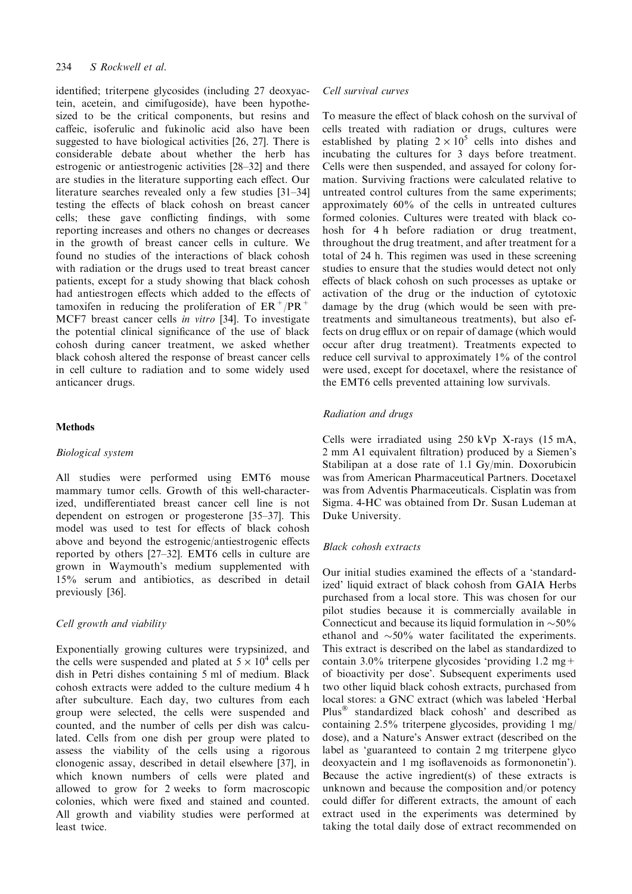identified; triterpene glycosides (including 27 deoxyactein, acetein, and cimifugoside), have been hypothesized to be the critical components, but resins and caffeic, isoferulic and fukinolic acid also have been suggested to have biological activities [26, 27]. There is considerable debate about whether the herb has estrogenic or antiestrogenic activities [28–32] and there are studies in the literature supporting each effect. Our literature searches revealed only a few studies [31–34] testing the effects of black cohosh on breast cancer cells; these gave conflicting findings, with some reporting increases and others no changes or decreases in the growth of breast cancer cells in culture. We found no studies of the interactions of black cohosh with radiation or the drugs used to treat breast cancer patients, except for a study showing that black cohosh had antiestrogen effects which added to the effects of tamoxifen in reducing the proliferation of $ER^+/PR^+$ MCF7 breast cancer cells *in vitro* [34]. To investigate the potential clinical significance of the use of black cohosh during cancer treatment, we asked whether black cohosh altered the response of breast cancer cells in cell culture to radiation and to some widely used anticancer drugs.

## Methods

### *Biological system*

All studies were performed using EMT6 mouse mammary tumor cells. Growth of this well-characterized, undifferentiated breast cancer cell line is not dependent on estrogen or progesterone [35–37]. This model was used to test for effects of black cohosh above and beyond the estrogenic/antiestrogenic effects reported by others [27–32]. EMT6 cells in culture are grown in Waymouth's medium supplemented with 15% serum and antibiotics, as described in detail previously [36].

### *Cell growth and viability*

Exponentially growing cultures were trypsinized, and the cells were suspended and plated at $5 \times 10^4$ cells per dish in Petri dishes containing 5 ml of medium. Black cohosh extracts were added to the culture medium 4 h after subculture. Each day, two cultures from each group were selected, the cells were suspended and counted, and the number of cells per dish was calculated. Cells from one dish per group were plated to assess the viability of the cells using a rigorous clonogenic assay, described in detail elsewhere [37], in which known numbers of cells were plated and allowed to grow for 2 weeks to form macroscopic colonies, which were fixed and stained and counted. All growth and viability studies were performed at least twice.

### *Cell survival curves*

To measure the effect of black cohosh on the survival of cells treated with radiation or drugs, cultures were established by plating $2 \times 10^5$ cells into dishes and incubating the cultures for 3 days before treatment. Cells were then suspended, and assayed for colony formation. Surviving fractions were calculated relative to untreated control cultures from the same experiments; approximately 60% of the cells in untreated cultures formed colonies. Cultures were treated with black cohosh for 4 h before radiation or drug treatment, throughout the drug treatment, and after treatment for a total of 24 h. This regimen was used in these screening studies to ensure that the studies would detect not only effects of black cohosh on such processes as uptake or activation of the drug or the induction of cytotoxic damage by the drug (which would be seen with pretreatments and simultaneous treatments), but also effects on drug efflux or on repair of damage (which would occur after drug treatment). Treatments expected to reduce cell survival to approximately 1% of the control were used, except for docetaxel, where the resistance of the EMT6 cells prevented attaining low survivals.

### *Radiation and drugs*

Cells were irradiated using 250 kVp X-rays (15 mA, 2 mm Al equivalent filtration) produced by a Siemen's Stabilipan at a dose rate of 1.1 Gy/min. Doxorubicin was from American Pharmaceutical Partners. Docetaxel was from Adventis Pharmaceuticals. Cisplatin was from Sigma. 4-HC was obtained from Dr. Susan Ludeman at Duke University.

### *Black cohosh extracts*

Our initial studies examined the effects of a 'standardized' liquid extract of black cohosh from GAIA Herbs purchased from a local store. This was chosen for our pilot studies because it is commercially available in Connecticut and because its liquid formulation in ~50% ethanol and ~50% water facilitated the experiments. This extract is described on the label as standardized to contain 3.0% triterpene glycosides 'providing 1.2 mg+ of bioactivity per dose'. Subsequent experiments used two other liquid black cohosh extracts, purchased from local stores: a GNC extract (which was labeled 'Herbal Plus® standardized black cohosh' and described as containing 2.5% triterpene glycosides, providing 1 mg/dose), and a Nature's Answer extract (described on the label as 'guaranteed to contain 2 mg triterpene glyco deoxyactein and 1 mg isoflavenoids as formononetin'). Because the active ingredient(s) of these extracts is unknown and because the composition and/or potency could differ for different extracts, the amount of each extract used in the experiments was determined by taking the total daily dose of extract recommended on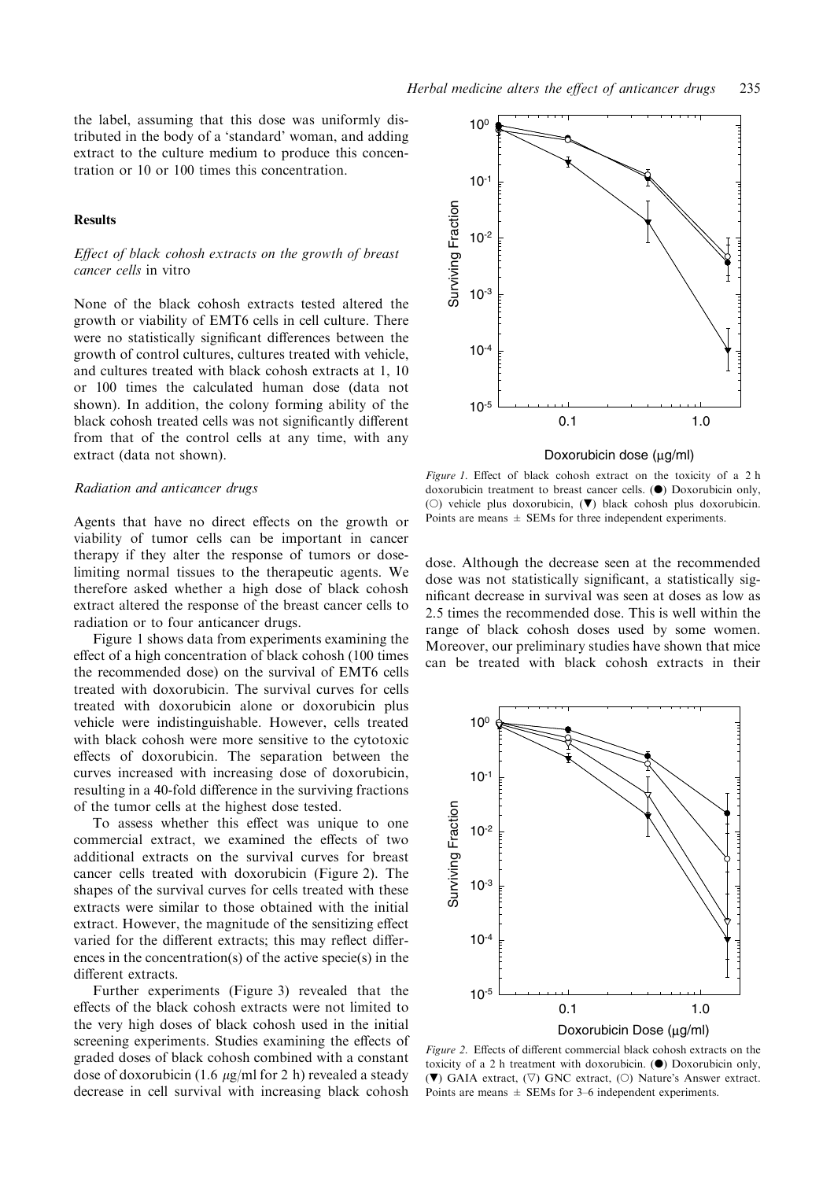the label, assuming that this dose was uniformly distributed in the body of a 'standard' woman, and adding extract to the culture medium to produce this concentration or 10 or 100 times this concentration.

## Results

### *Effect of black cohosh extracts on the growth of breast cancer cells in vitro*

None of the black cohosh extracts tested altered the growth or viability of EMT6 cells in cell culture. There were no statistically significant differences between the growth of control cultures, cultures treated with vehicle, and cultures treated with black cohosh extracts at 1, 10 or 100 times the calculated human dose (data not shown). In addition, the colony forming ability of the black cohosh treated cells was not significantly different from that of the control cells at any time, with any extract (data not shown).

### *Radiation and anticancer drugs*

Agents that have no direct effects on the growth or viability of tumor cells can be important in cancer therapy if they alter the response of tumors or dose-limiting normal tissues to the therapeutic agents. We therefore asked whether a high dose of black cohosh extract altered the response of the breast cancer cells to radiation or to four anticancer drugs.

Figure 1 shows data from experiments examining the effect of a high concentration of black cohosh (100 times the recommended dose) on the survival of EMT6 cells treated with doxorubicin. The survival curves for cells treated with doxorubicin alone or doxorubicin plus vehicle were indistinguishable. However, cells treated with black cohosh were more sensitive to the cytotoxic effects of doxorubicin. The separation between the curves increased with increasing dose of doxorubicin, resulting in a 40-fold difference in the surviving fractions of the tumor cells at the highest dose tested.

To assess whether this effect was unique to one commercial extract, we examined the effects of two additional extracts on the survival curves for breast cancer cells treated with doxorubicin (Figure 2). The shapes of the survival curves for cells treated with these extracts were similar to those obtained with the initial extract. However, the magnitude of the sensitizing effect varied for the different extracts; this may reflect differences in the concentration(s) of the active specie(s) in the different extracts.

Further experiments (Figure 3) revealed that the effects of the black cohosh extracts were not limited to the very high doses of black cohosh used in the initial screening experiments. Studies examining the effects of graded doses of black cohosh combined with a constant dose of doxorubicin (1.6 $\mu$g/ml for 2 h) revealed a steady decrease in cell survival with increasing black cohosh dose. Although the decrease seen at the recommended dose was not statistically significant, a statistically significant decrease in survival was seen at doses as low as 2.5 times the recommended dose. This is well within the range of black cohosh doses used by some women. Moreover, our preliminary studies have shown that mice can be treated with black cohosh extracts in their

*Figure 1*. Effect of black cohosh extract on the toxicity of a 2 h doxorubicin treatment to breast cancer cells. (●) Doxorubicin only, (○) vehicle plus doxorubicin, (▼) black cohosh plus doxorubicin. Points are means ± SEMs for three independent experiments.

*Figure 2*. Effects of different commercial black cohosh extracts on the toxicity of a 2 h treatment with doxorubicin. (●) Doxorubicin only, (▼) GAIA extract, (▽) GNC extract, (○) Nature's Answer extract. Points are means ± SEMs for 3–6 independent experiments.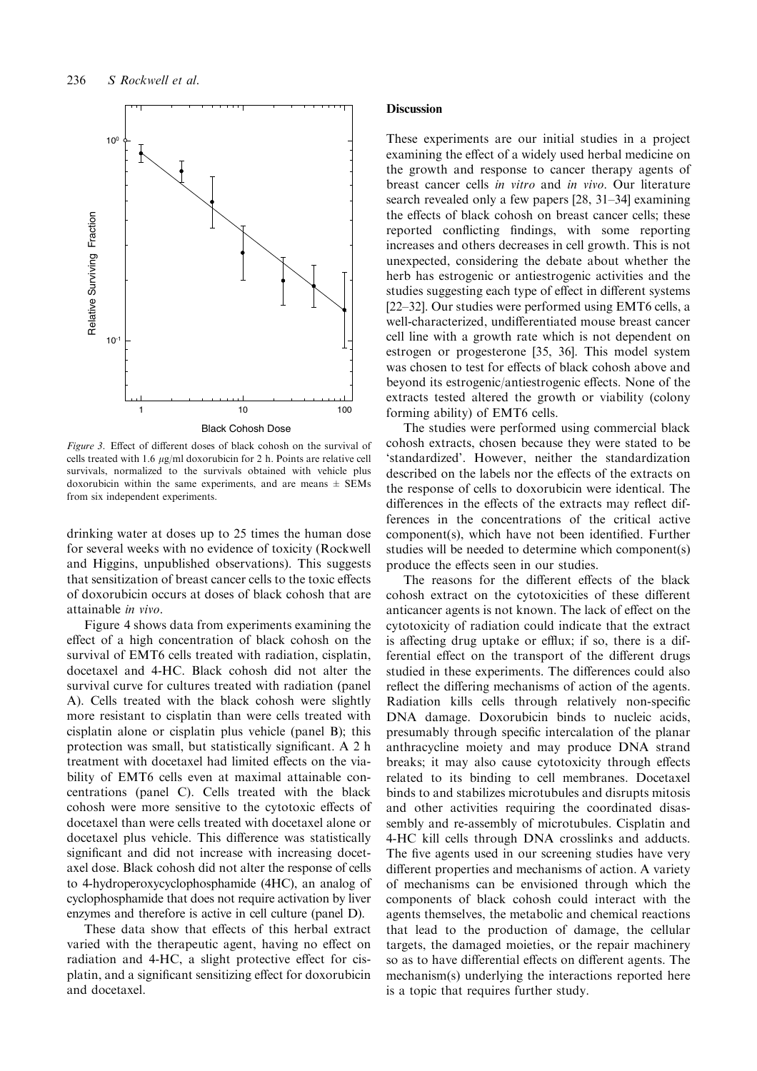Figure 3. Effect of different doses of black cohosh on the survival of cells treated with 1.6 μg/ml doxorubicin for 2 h. Points are relative cell survivals, normalized to the survivals obtained with vehicle plus doxorubicin within the same experiments, and are means ± SEMs from six independent experiments.

drinking water at doses up to 25 times the human dose for several weeks with no evidence of toxicity (Rockwell and Higgins, unpublished observations). This suggests that sensitization of breast cancer cells to the toxic effects of doxorubicin occurs at doses of black cohosh that are attainable *in vivo*.

Figure 4 shows data from experiments examining the effect of a high concentration of black cohosh on the survival of EMT6 cells treated with radiation, cisplatin, docetaxel and 4-HC. Black cohosh did not alter the survival curve for cultures treated with radiation (panel A). Cells treated with the black cohosh were slightly more resistant to cisplatin than were cells treated with cisplatin alone or cisplatin plus vehicle (panel B); this protection was small, but statistically significant. A 2 h treatment with docetaxel had limited effects on the viability of EMT6 cells even at maximal attainable concentrations (panel C). Cells treated with the black cohosh were more sensitive to the cytotoxic effects of docetaxel than were cells treated with docetaxel alone or docetaxel plus vehicle. This difference was statistically significant and did not increase with increasing docetaxel dose. Black cohosh did not alter the response of cells to 4-hydroperoxycyclophosphamide (4HC), an analog of cyclophosphamide that does not require activation by liver enzymes and therefore is active in cell culture (panel D).

These data show that effects of this herbal extract varied with the therapeutic agent, having no effect on radiation and 4-HC, a slight protective effect for cisplatin, and a significant sensitizing effect for doxorubicin and docetaxel.

## Discussion

These experiments are our initial studies in a project examining the effect of a widely used herbal medicine on the growth and response to cancer therapy agents of breast cancer cells *in vitro* and *in vivo*. Our literature search revealed only a few papers [28, 31–34] examining the effects of black cohosh on breast cancer cells; these reported conflicting findings, with some reporting increases and others decreases in cell growth. This is not unexpected, considering the debate about whether the herb has estrogenic or antiestrogenic activities and the studies suggesting each type of effect in different systems [22–32]. Our studies were performed using EMT6 cells, a well-characterized, undifferentiated mouse breast cancer cell line with a growth rate which is not dependent on estrogen or progesterone [35, 36]. This model system was chosen to test for effects of black cohosh above and beyond its estrogenic/antiestrogenic effects. None of the extracts tested altered the growth or viability (colony forming ability) of EMT6 cells.

The studies were performed using commercial black cohosh extracts, chosen because they were stated to be 'standardized'. However, neither the standardization described on the labels nor the effects of the extracts on the response of cells to doxorubicin were identical. The differences in the effects of the extracts may reflect differences in the concentrations of the critical active component(s), which have not been identified. Further studies will be needed to determine which component(s) produce the effects seen in our studies.

The reasons for the different effects of the black cohosh extract on the cytotoxicities of these different anticancer agents is not known. The lack of effect on the cytotoxicity of radiation could indicate that the extract is affecting drug uptake or efflux; if so, there is a differential effect on the transport of the different drugs studied in these experiments. The differences could also reflect the differing mechanisms of action of the agents. Radiation kills cells through relatively non-specific DNA damage. Doxorubicin binds to nucleic acids, presumably through specific intercalation of the planar anthracycline moiety and may produce DNA strand breaks; it may also cause cytotoxicity through effects related to its binding to cell membranes. Docetaxel binds to and stabilizes microtubules and disrupts mitosis and other activities requiring the coordinated disassembly and re-assembly of microtubules. Cisplatin and 4-HC kill cells through DNA crosslinks and adducts. The five agents used in our screening studies have very different properties and mechanisms of action. A variety of mechanisms can be envisioned through which the components of black cohosh could interact with the agents themselves, the metabolic and chemical reactions that lead to the production of damage, the cellular targets, the damaged moieties, or the repair machinery so as to have differential effects on different agents. The mechanism(s) underlying the interactions reported here is a topic that requires further study.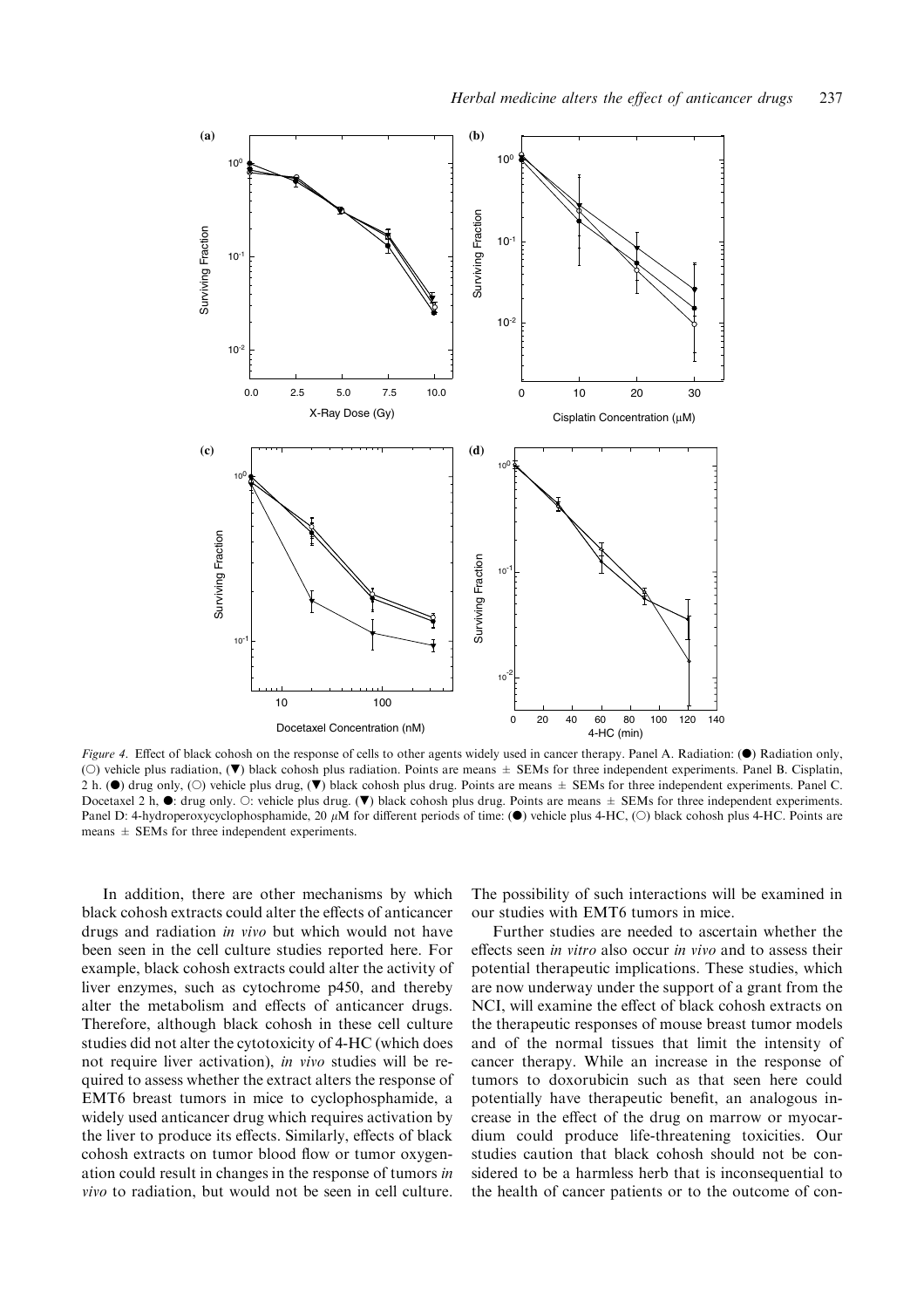(a)

Surviving Fraction

$10^0$

$10^{-1}$

$10^{-2}$

0.0 2.5 5.0 7.5 10.0

X-Ray Dose (Gy)

(b)

Surviving Fraction

$10^0$

$10^{-1}$

$10^{-2}$

0 10 20 30

Cisplatin Concentration (μM)

(c)

Surviving Fraction

$10^0$

$10^{-1}$

10 100

Docetaxel Concentration (nM)

(d)

Surviving Fraction

$10^0$

$10^{-1}$

$10^{-2}$

0 20 40 60 80 100 120 140

4-HC (min)

*Figure 4.* Effect of black cohosh on the response of cells to other agents widely used in cancer therapy. Panel A. Radiation: (●) Radiation only, (○) vehicle plus radiation, (▼) black cohosh plus radiation. Points are means ± SEMs for three independent experiments. Panel B. Cisplatin, 2 h. (●) drug only, (○) vehicle plus drug, (▼) black cohosh plus drug. Points are means ± SEMs for three independent experiments. Panel C. Docetaxel 2 h, ●: drug only. ○: vehicle plus drug. (▼) black cohosh plus drug. Points are means ± SEMs for three independent experiments. Panel D: 4-hydroperoxycyclophosphamide, 20 μM for different periods of time: (●) vehicle plus 4-HC, (○) black cohosh plus 4-HC. Points are means ± SEMs for three independent experiments.

In addition, there are other mechanisms by which black cohosh extracts could alter the effects of anticancer drugs and radiation *in vivo* but which would not have been seen in the cell culture studies reported here. For example, black cohosh extracts could alter the activity of liver enzymes, such as cytochrome p450, and thereby alter the metabolism and effects of anticancer drugs. Therefore, although black cohosh in these cell culture studies did not alter the cytotoxicity of 4-HC (which does not require liver activation), *in vivo* studies will be required to assess whether the extract alters the response of EMT6 breast tumors in mice to cyclophosphamide, a widely used anticancer drug which requires activation by the liver to produce its effects. Similarly, effects of black cohosh extracts on tumor blood flow or tumor oxygenation could result in changes in the response of tumors *in vivo* to radiation, but would not be seen in cell culture. The possibility of such interactions will be examined in our studies with EMT6 tumors in mice.

Further studies are needed to ascertain whether the effects seen *in vitro* also occur *in vivo* and to assess their potential therapeutic implications. These studies, which are now underway under the support of a grant from the NCI, will examine the effect of black cohosh extracts on the therapeutic responses of mouse breast tumor models and of the normal tissues that limit the intensity of cancer therapy. While an increase in the response of tumors to doxorubicin such as that seen here could potentially have therapeutic benefit, an analogous increase in the effect of the drug on marrow or myocardium could produce life-threatening toxicities. Our studies caution that black cohosh should not be considered to be a harmless herb that is inconsequential to the health of cancer patients or to the outcome of con-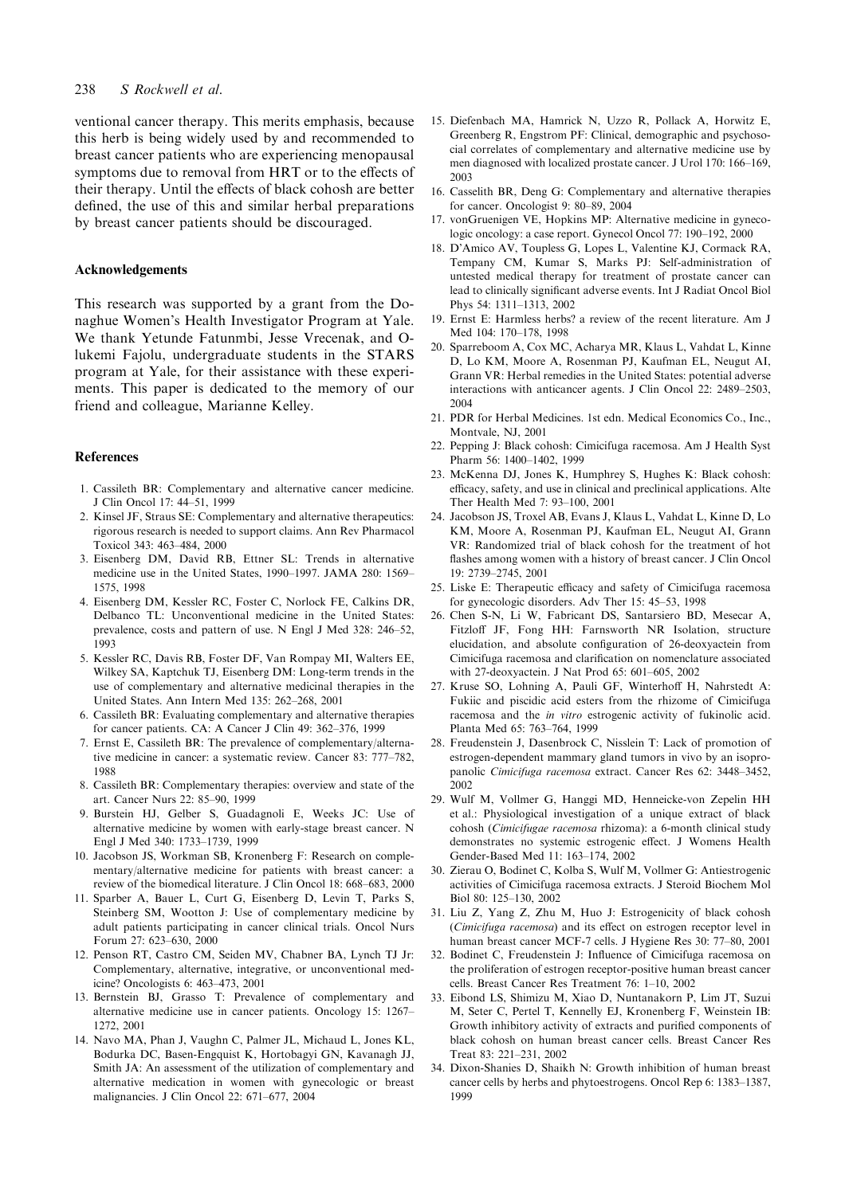ventional cancer therapy. This merits emphasis, because this herb is being widely used by and recommended to breast cancer patients who are experiencing menopausal symptoms due to removal from HRT or to the effects of their therapy. Until the effects of black cohosh are better defined, the use of this and similar herbal preparations by breast cancer patients should be discouraged.

## Acknowledgements

This research was supported by a grant from the Donaghue Women's Health Investigator Program at Yale. We thank Yetunde Fatunmbi, Jesse Vrecenak, and Olukemi Fajolu, undergraduate students in the STARS program at Yale, for their assistance with these experiments. This paper is dedicated to the memory of our friend and colleague, Marianne Kelley.

## References

1. Cassileth BR: Complementary and alternative cancer medicine. J Clin Oncol 17: 44–51, 1999
2. Kinsel JF, Straus SE: Complementary and alternative therapeutics: rigorous research is needed to support claims. Ann Rev Pharmacol Toxicol 343: 463–484, 2000
3. Eisenberg DM, David RB, Ettner SL: Trends in alternative medicine use in the United States, 1990–1997. JAMA 280: 1569–1575, 1998
4. Eisenberg DM, Kessler RC, Foster C, Norlock FE, Calkins DR, Delbanco TL: Unconventional medicine in the United States: prevalence, costs and pattern of use. N Engl J Med 328: 246–52, 1993
5. Kessler RC, Davis RB, Foster DF, Van Rompay MI, Walters EE, Wilkey SA, Kaptchuk TJ, Eisenberg DM: Long-term trends in the use of complementary and alternative medicinal therapies in the United States. Ann Intern Med 135: 262–268, 2001
6. Cassileth BR: Evaluating complementary and alternative therapies for cancer patients. CA: A Cancer J Clin 49: 362–376, 1999
7. Ernst E, Cassileth BR: The prevalence of complementary/alternative medicine in cancer: a systematic review. Cancer 83: 777–782, 1988
8. Cassileth BR: Complementary therapies: overview and state of the art. Cancer Nurs 22: 85–90, 1999
9. Burstein HJ, Gelber S, Guadagnoli E, Weeks JC: Use of alternative medicine by women with early-stage breast cancer. N Engl J Med 340: 1733–1739, 1999
10. Jacobson JS, Workman SB, Kronenberg F: Research on complementary/alternative medicine for patients with breast cancer: a review of the biomedical literature. J Clin Oncol 18: 668–683, 2000
11. Sparber A, Bauer L, Curt G, Eisenberg D, Levin T, Parks S, Steinberg SM, Wootton J: Use of complementary medicine by adult patients participating in cancer clinical trials. Oncol Nurs Forum 27: 623–630, 2000
12. Penson RT, Castro CM, Seiden MV, Chabner BA, Lynch TJ Jr: Complementary, alternative, integrative, or unconventional medicine? Oncologists 6: 463–473, 2001
13. Bernstein BJ, Grasso T: Prevalence of complementary and alternative medicine use in cancer patients. Oncology 15: 1267–1272, 2001
14. Navo MA, Phan J, Vaughn C, Palmer JL, Michaud L, Jones KL, Bodurka DC, Basen-Engquist K, Hortobagyi GN, Kavanagh JJ, Smith JA: An assessment of the utilization of complementary and alternative medication in women with gynecologic or breast malignancies. J Clin Oncol 22: 671–677, 2004
15. Diefenbach MA, Hamrick N, Uzzo R, Pollack A, Horwitz E, Greenberg R, Engstrom PF: Clinical, demographic and psychosocial correlates of complementary and alternative medicine use by men diagnosed with localized prostate cancer. J Urol 170: 166–169, 2003
16. Casselith BR, Deng G: Complementary and alternative therapies for cancer. Oncologist 9: 80–89, 2004
17. vonGruenigen VE, Hopkins MP: Alternative medicine in gynecologic oncology: a case report. Gynecol Oncol 77: 190–192, 2000
18. D'Amico AV, Toupless G, Lopes L, Valentine KJ, Cormack RA, Tempany CM, Kumar S, Marks PJ: Self-administration of untested medical therapy for treatment of prostate cancer can lead to clinically significant adverse events. Int J Radiat Oncol Biol Phys 54: 1311–1313, 2002
19. Ernst E: Harmless herbs? a review of the recent literature. Am J Med 104: 170–178, 1998
20. Sparreboom A, Cox MC, Acharya MR, Klaus L, Vahdat L, Kinne D, Lo KM, Moore A, Rosenman PJ, Kaufman EL, Neugut AI, Grann VR: Herbal remedies in the United States: potential adverse interactions with anticancer agents. J Clin Oncol 22: 2489–2503, 2004
21. PDR for Herbal Medicines. 1st edn. Medical Economics Co., Inc., Montvale, NJ, 2001
22. Pepping J: Black cohosh: Cimicifuga racemosa. Am J Health Syst Pharm 56: 1400–1402, 1999
23. McKenna DJ, Jones K, Humphrey S, Hughes K: Black cohosh: efficacy, safety, and use in clinical and preclinical applications. Alte Ther Health Med 7: 93–100, 2001
24. Jacobson JS, Troxel AB, Evans J, Klaus L, Vahdat L, Kinne D, Lo KM, Moore A, Rosenman PJ, Kaufman EL, Neugut AI, Grann VR: Randomized trial of black cohosh for the treatment of hot flashes among women with a history of breast cancer. J Clin Oncol 19: 2739–2745, 2001
25. Liske E: Therapeutic efficacy and safety of Cimicifuga racemosa for gynecologic disorders. Adv Ther 15: 45–53, 1998
26. Chen S-N, Li W, Fabricant DS, Santarsiero BD, Mesecar A, Fitzloff JF, Fong HH: Farnsworth NR Isolation, structure elucidation, and absolute configuration of 26-deoxyactein from Cimicifuga racemosa and clarification on nomenclature associated with 27-deoxyactein. J Nat Prod 65: 601–605, 2002
27. Kruse SO, Lohning A, Pauli GF, Winterhoff H, Nahrstedt A: Fukiic and piscidic acid esters from the rhizome of Cimicifuga racemosa and the *in vitro* estrogenic activity of fukinolic acid. Planta Med 65: 763–764, 1999
28. Freudenstein J, Dasenbrock C, Nisslein T: Lack of promotion of estrogen-dependent mammary gland tumors in vivo by an isopropanolic *Cimicifuga racemosa* extract. Cancer Res 62: 3448–3452, 2002
29. Wulf M, Vollmer G, Hanggi MD, Henneicke-von Zepelin HH et al.: Physiological investigation of a unique extract of black cohosh (*Cimicifugae racemosa* rhizoma): a 6-month clinical study demonstrates no systemic estrogenic effect. J Womens Health Gender-Based Med 11: 163–174, 2002
30. Zierau O, Bodinet C, Kolba S, Wulf M, Vollmer G: Antiestrogenic activities of Cimicifuga racemosa extracts. J Steroid Biochem Mol Biol 80: 125–130, 2002
31. Liu Z, Yang Z, Zhu M, Huo J: Estrogenicity of black cohosh (*Cimicifuga racemosa*) and its effect on estrogen receptor level in human breast cancer MCF-7 cells. J Hygiene Res 30: 77–80, 2001
32. Bodinet C, Freudenstein J: Influence of Cimicifuga racemosa on the proliferation of estrogen receptor-positive human breast cancer cells. Breast Cancer Res Treatment 76: 1–10, 2002
33. Eibond LS, Shimizu M, Xiao D, Nuntanakorn P, Lim JT, Suzui M, Seter C, Pertel T, Kennelly EJ, Kronenberg F, Weinstein IB: Growth inhibitory activity of extracts and purified components of black cohosh on human breast cancer cells. Breast Cancer Res Treat 83: 221–231, 2002
34. Dixon-Shanies D, Shaikh N: Growth inhibition of human breast cancer cells by herbs and phytoestrogens. Oncol Rep 6: 1383–1387, 1999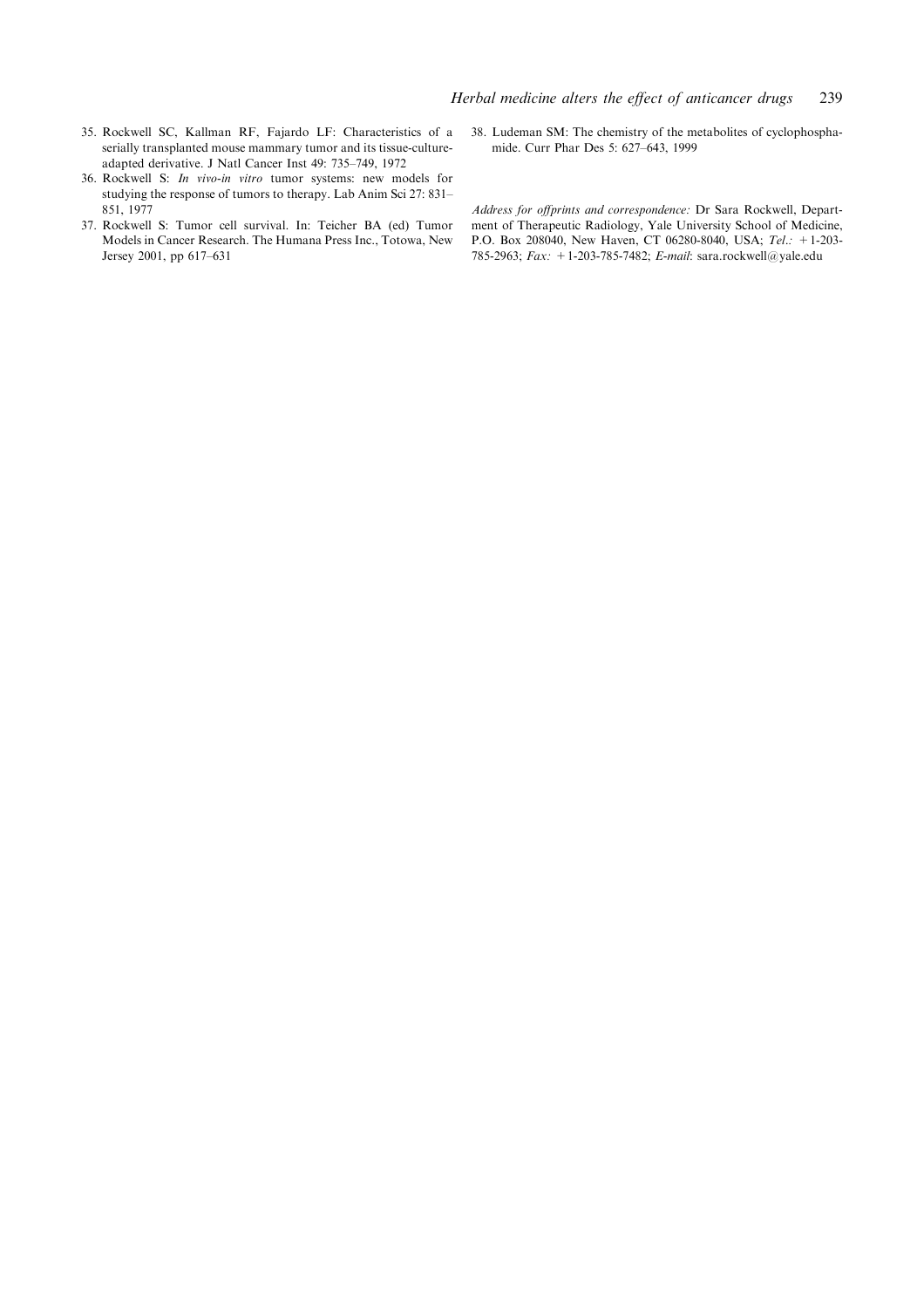35. Rockwell SC, Kallman RF, Fajardo LF: Characteristics of a serially transplanted mouse mammary tumor and its tissue-culture-adapted derivative. J Natl Cancer Inst 49: 735–749, 1972
36. Rockwell S: *In vivo-in vitro* tumor systems: new models for studying the response of tumors to therapy. Lab Anim Sci 27: 831–851, 1977
37. Rockwell S: Tumor cell survival. In: Teicher BA (ed) Tumor Models in Cancer Research. The Humana Press Inc., Totowa, New Jersey 2001, pp 617–631
38. Ludeman SM: The chemistry of the metabolites of cyclophosphamide. Curr Phar Des 5: 627–643, 1999

*Address for offprints and correspondence:* Dr Sara Rockwell, Department of Therapeutic Radiology, Yale University School of Medicine, P.O. Box 208040, New Haven, CT 06280-8040, USA; *Tel.:* +1-203-785-2963; *Fax:* +1-203-785-7482; *E-mail*: sara.rockwell@yale.edu